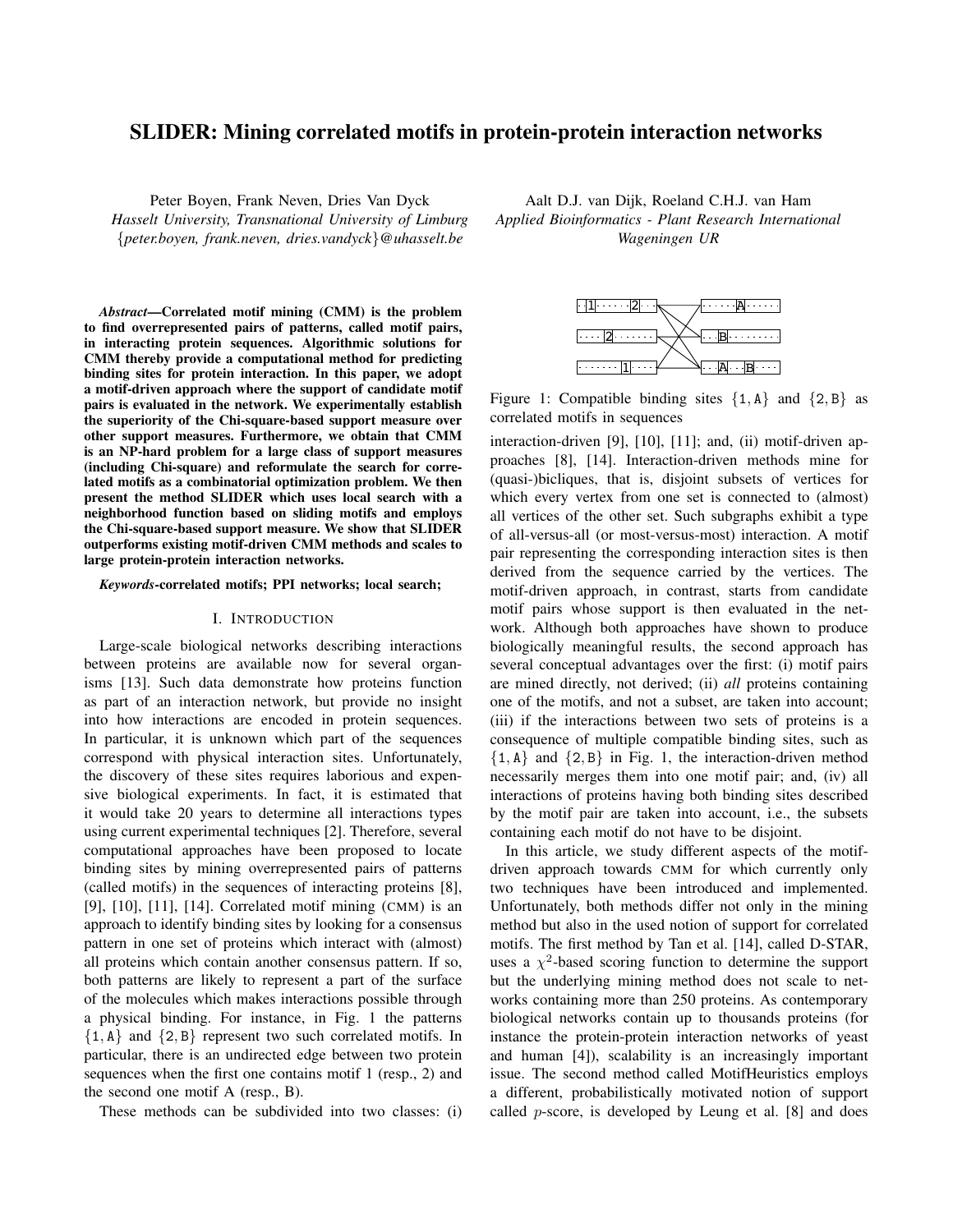# SLIDER: Mining correlated motifs in protein-protein interaction networks

Peter Boyen, Frank Neven, Dries Van Dyck
*Hasselt University, Transnational University of Limburg*
{*peter.boyen, frank.neven, dries.vandyck*}*@uhasselt.be*

Aalt D.J. van Dijk, Roeland C.H.J. van Ham
*Applied Bioinformatics - Plant Research International*
*Wageningen UR*

***Abstract*—Correlated motif mining (CMM) is the problem to find overrepresented pairs of patterns, called motif pairs, in interacting protein sequences. Algorithmic solutions for CMM thereby provide a computational method for predicting binding sites for protein interaction. In this paper, we adopt a motif-driven approach where the support of candidate motif pairs is evaluated in the network. We experimentally establish the superiority of the Chi-square-based support measure over other support measures. Furthermore, we obtain that CMM is an NP-hard problem for a large class of support measures (including Chi-square) and reformulate the search for correlated motifs as a combinatorial optimization problem. We then present the method SLIDER which uses local search with a neighborhood function based on sliding motifs and employs the Chi-square-based support measure. We show that SLIDER outperforms existing motif-driven CMM methods and scales to large protein-protein interaction networks.**

***Keywords*-correlated motifs; PPI networks; local search;**

## I. Introduction

Large-scale biological networks describing interactions between proteins are available now for several organisms [13]. Such data demonstrate how proteins function as part of an interaction network, but provide no insight into how interactions are encoded in protein sequences. In particular, it is unknown which part of the sequences correspond with physical interaction sites. Unfortunately, the discovery of these sites requires laborious and expensive biological experiments. In fact, it is estimated that it would take 20 years to determine all interactions types using current experimental techniques [2]. Therefore, several computational approaches have been proposed to locate binding sites by mining overrepresented pairs of patterns (called motifs) in the sequences of interacting proteins [8], [9], [10], [11], [14]. Correlated motif mining (CMM) is an approach to identify binding sites by looking for a consensus pattern in one set of proteins which interact with (almost) all proteins which contain another consensus pattern. If so, both patterns are likely to represent a part of the surface of the molecules which makes interactions possible through a physical binding. For instance, in Fig. 1 the patterns {1, A} and {2, B} represent two such correlated motifs. In particular, there is an undirected edge between two protein sequences when the first one contains motif 1 (resp., 2) and the second one motif A (resp., B).

These methods can be subdivided into two classes: (i) interaction-driven [9], [10], [11]; and, (ii) motif-driven approaches [8], [14]. Interaction-driven methods mine for (quasi-)bicliques, that is, disjoint subsets of vertices for which every vertex from one set is connected to (almost) all vertices of the other set. Such subgraphs exhibit a type of all-versus-all (or most-versus-most) interaction. A motif pair representing the corresponding interaction sites is then derived from the sequence carried by the vertices. The motif-driven approach, in contrast, starts from candidate motif pairs whose support is then evaluated in the network. Although both approaches have shown to produce biologically meaningful results, the second approach has several conceptual advantages over the first: (i) motif pairs are mined directly, not derived; (ii) *all* proteins containing one of the motifs, and not a subset, are taken into account; (iii) if the interactions between two sets of proteins is a consequence of multiple compatible binding sites, such as {1, A} and {2, B} in Fig. 1, the interaction-driven method necessarily merges them into one motif pair; and, (iv) all interactions of proteins having both binding sites described by the motif pair are taken into account, i.e., the subsets containing each motif do not have to be disjoint.

Figure 1: Compatible binding sites {1, A} and {2, B} as correlated motifs in sequences

In this article, we study different aspects of the motif-driven approach towards CMM for which currently only two techniques have been introduced and implemented. Unfortunately, both methods differ not only in the mining method but also in the used notion of support for correlated motifs. The first method by Tan et al. [14], called D-STAR, uses a $\chi^2$-based scoring function to determine the support but the underlying mining method does not scale to networks containing more than 250 proteins. As contemporary biological networks contain up to thousands proteins (for instance the protein-protein interaction networks of yeast and human [4]), scalability is an increasingly important issue. The second method called MotifHeuristics employs a different, probabilistically motivated notion of support called $p$-score, is developed by Leung et al. [8] and does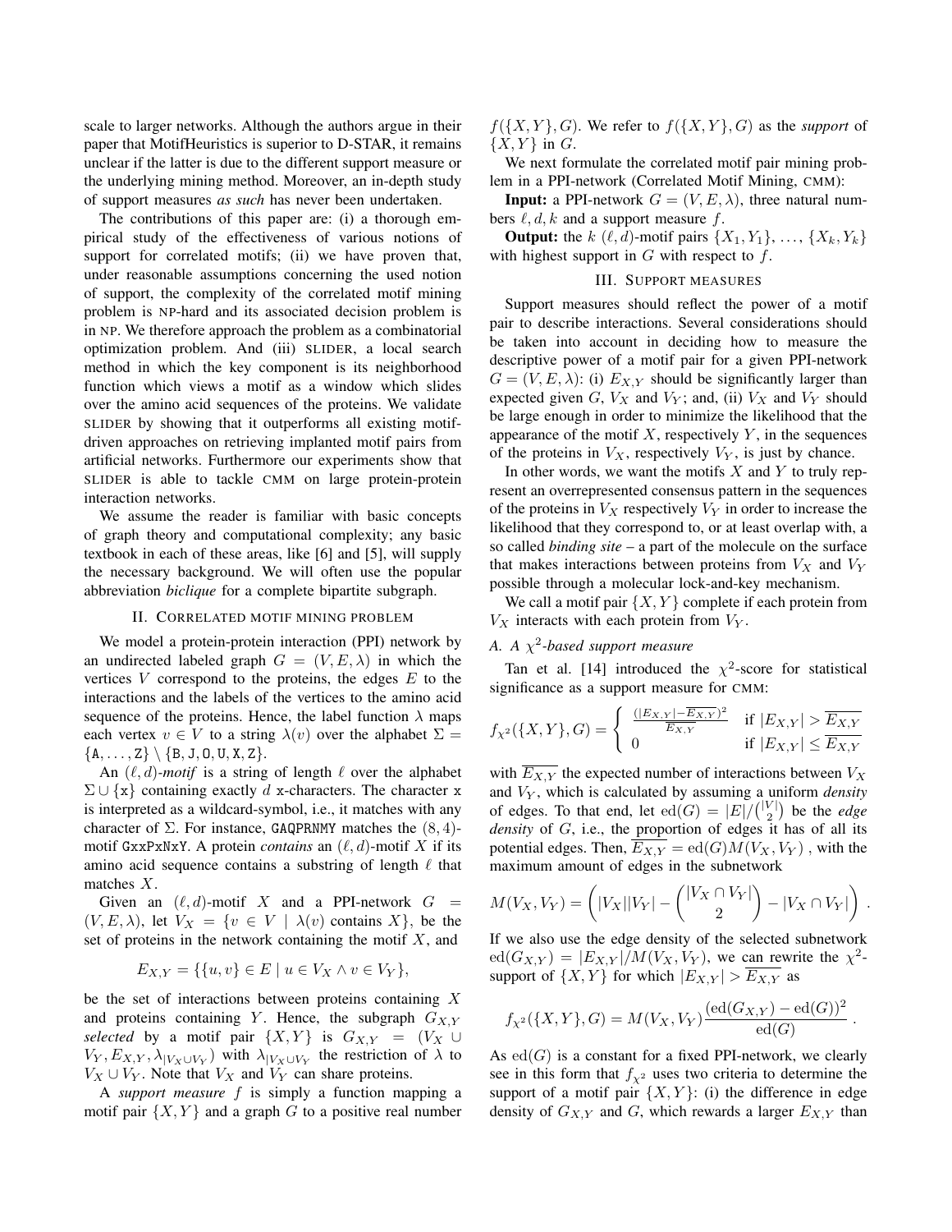scale to larger networks. Although the authors argue in their paper that MotifHeuristics is superior to D-STAR, it remains unclear if the latter is due to the different support measure or the underlying mining method. Moreover, an in-depth study of support measures *as such* has never been undertaken.

The contributions of this paper are: (i) a thorough empirical study of the effectiveness of various notions of support for correlated motifs; (ii) we have proven that, under reasonable assumptions concerning the used notion of support, the complexity of the correlated motif mining problem is NP-hard and its associated decision problem is in NP. We therefore approach the problem as a combinatorial optimization problem. And (iii) SLIDER, a local search method in which the key component is its neighborhood function which views a motif as a window which slides over the amino acid sequences of the proteins. We validate SLIDER by showing that it outperforms all existing motif-driven approaches on retrieving implanted motif pairs from artificial networks. Furthermore our experiments show that SLIDER is able to tackle CMM on large protein-protein interaction networks.

We assume the reader is familiar with basic concepts of graph theory and computational complexity; any basic textbook in each of these areas, like [6] and [5], will supply the necessary background. We will often use the popular abbreviation *biclique* for a complete bipartite subgraph.

## II. Correlated motif mining problem

We model a protein-protein interaction (PPI) network by an undirected labeled graph $G = (V, E, \lambda)$ in which the vertices $V$ correspond to the proteins, the edges $E$ to the interactions and the labels of the vertices to the amino acid sequence of the proteins. Hence, the label function $\lambda$ maps each vertex $v \in V$ to a string $\lambda(v)$ over the alphabet $\Sigma = \{\mathtt{A}, \ldots, \mathtt{Z}\} \setminus \{\mathtt{B}, \mathtt{J}, \mathtt{O}, \mathtt{U}, \mathtt{X}, \mathtt{Z}\}$.

An $(\ell, d)$-*motif* is a string of length $\ell$ over the alphabet $\Sigma \cup \{\mathtt{x}\}$ containing exactly $d$ x-characters. The character x is interpreted as a wildcard-symbol, i.e., it matches with any character of $\Sigma$. For instance, GAQPRNMY matches the $(8, 4)$-motif GxxPxNxY. A protein *contains* an $(\ell, d)$-motif $X$ if its amino acid sequence contains a substring of length $\ell$ that matches $X$.

Given an $(\ell, d)$-motif $X$ and a PPI-network $G = (V, E, \lambda)$, let $V_X = \{v \in V \mid \lambda(v) \text{ contains } X\}$, be the set of proteins in the network containing the motif $X$, and

$$E_{X,Y} = \{\{u, v\} \in E \mid u \in V_X \wedge v \in V_Y\},$$

be the set of interactions between proteins containing $X$ and proteins containing $Y$. Hence, the subgraph $G_{X,Y}$ *selected* by a motif pair $\{X, Y\}$ is $G_{X,Y} = (V_X \cup V_Y, E_{X,Y}, \lambda_{|V_X \cup V_Y})$ with $\lambda_{|V_X \cup V_Y}$ the restriction of $\lambda$ to $V_X \cup V_Y$. Note that $V_X$ and $V_Y$ can share proteins.

A *support measure* $f$ is simply a function mapping a motif pair $\{X, Y\}$ and a graph $G$ to a positive real number $f(\{X, Y\}, G)$. We refer to $f(\{X, Y\}, G)$ as the *support* of $\{X, Y\}$ in $G$.

We next formulate the correlated motif pair mining problem in a PPI-network (Correlated Motif Mining, CMM):

**Input:** a PPI-network $G = (V, E, \lambda)$, three natural numbers $\ell, d, k$ and a support measure $f$.

**Output:** the $k$ $(\ell, d)$-motif pairs $\{X_1, Y_1\}, \ldots, \{X_k, Y_k\}$ with highest support in $G$ with respect to $f$.

## III. Support measures

Support measures should reflect the power of a motif pair to describe interactions. Several considerations should be taken into account in deciding how to measure the descriptive power of a motif pair for a given PPI-network $G = (V, E, \lambda)$: (i) $E_{X,Y}$ should be significantly larger than expected given $G$, $V_X$ and $V_Y$; and, (ii) $V_X$ and $V_Y$ should be large enough in order to minimize the likelihood that the appearance of the motif $X$, respectively $Y$, in the sequences of the proteins in $V_X$, respectively $V_Y$, is just by chance.

In other words, we want the motifs $X$ and $Y$ to truly represent an overrepresented consensus pattern in the sequences of the proteins in $V_X$ respectively $V_Y$ in order to increase the likelihood that they correspond to, or at least overlap with, a so called *binding site* – a part of the molecule on the surface that makes interactions between proteins from $V_X$ and $V_Y$ possible through a molecular lock-and-key mechanism.

We call a motif pair $\{X, Y\}$ complete if each protein from $V_X$ interacts with each protein from $V_Y$.

### A. A $\chi^2$-based support measure

Tan et al. [14] introduced the $\chi^2$-score for statistical significance as a support measure for CMM:

$$f_{\chi^2}(\{X, Y\}, G) = \begin{cases} \frac{(|E_{X,Y}| - \overline{E_{X,Y}})^2}{\overline{E_{X,Y}}} & \text{if } |E_{X,Y}| > \overline{E_{X,Y}} \\ 0 & \text{if } |E_{X,Y}| \leq \overline{E_{X,Y}} \end{cases}$$

with $\overline{E_{X,Y}}$ the expected number of interactions between $V_X$ and $V_Y$, which is calculated by assuming a uniform *density* of edges. To that end, let $\mathrm{ed}(G) = |E|/\binom{|V|}{2}$ be the *edge density* of $G$, i.e., the proportion of edges it has of all its potential edges. Then, $\overline{E_{X,Y}} = \mathrm{ed}(G)M(V_X, V_Y)$ , with the maximum amount of edges in the subnetwork

$$M(V_X, V_Y) = \left(|V_X||V_Y| - \binom{|V_X \cap V_Y|}{2} - |V_X \cap V_Y|\right) .$$

If we also use the edge density of the selected subnetwork $\mathrm{ed}(G_{X,Y}) = |E_{X,Y}|/M(V_X, V_Y)$, we can rewrite the $\chi^2$-support of $\{X, Y\}$ for which $|E_{X,Y}| > \overline{E_{X,Y}}$ as

$$f_{\chi^2}(\{X, Y\}, G) = M(V_X, V_Y)\frac{(\mathrm{ed}(G_{X,Y}) - \mathrm{ed}(G))^2}{\mathrm{ed}(G)} .$$

As $\mathrm{ed}(G)$ is a constant for a fixed PPI-network, we clearly see in this form that $f_{\chi^2}$ uses two criteria to determine the support of a motif pair $\{X, Y\}$: (i) the difference in edge density of $G_{X,Y}$ and $G$, which rewards a larger $E_{X,Y}$ than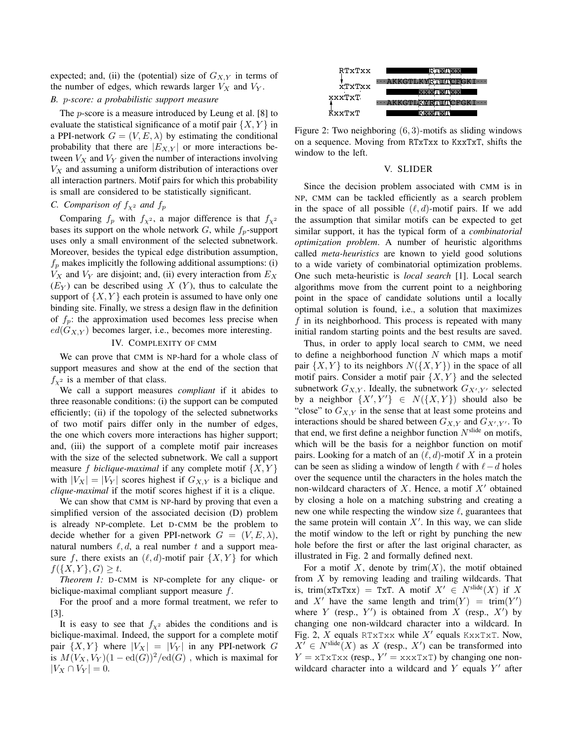expected; and, (ii) the (potential) size of $G_{X,Y}$ in terms of the number of edges, which rewards larger $V_X$ and $V_Y$.

### B. $p$-score: a probabilistic support measure

The $p$-score is a measure introduced by Leung et al. [8] to evaluate the statistical significance of a motif pair $\{X, Y\}$ in a PPI-network $G = (V, E, \lambda)$ by estimating the conditional probability that there are $|E_{X,Y}|$ or more interactions between $V_X$ and $V_Y$ given the number of interactions involving $V_X$ and assuming a uniform distribution of interactions over all interaction partners. Motif pairs for which this probability is small are considered to be statistically significant.

### C. Comparison of $f_{\chi^2}$ and $f_p$

Comparing $f_p$ with $f_{\chi^2}$, a major difference is that $f_{\chi^2}$ bases its support on the whole network $G$, while $f_p$-support uses only a small environment of the selected subnetwork. Moreover, besides the typical edge distribution assumption, $f_p$ makes implicitly the following additional assumptions: (i) $V_X$ and $V_Y$ are disjoint; and, (ii) every interaction from $E_X$ ($E_Y$) can be described using $X$ ($Y$), thus to calculate the support of $\{X, Y\}$ each protein is assumed to have only one binding site. Finally, we stress a design flaw in the definition of $f_p$: the approximation used becomes less precise when $ed(G_{X,Y})$ becomes larger, i.e., becomes more interesting.

## IV. Complexity of CMM

We can prove that CMM is NP-hard for a whole class of support measures and show at the end of the section that $f_{\chi^2}$ is a member of that class.

We call a support measures *compliant* if it abides to three reasonable conditions: (i) the support can be computed efficiently; (ii) if the topology of the selected subnetworks of two motif pairs differ only in the number of edges, the one which covers more interactions has higher support; and, (iii) the support of a complete motif pair increases with the size of the selected subnetwork. We call a support measure $f$ *biclique-maximal* if any complete motif $\{X, Y\}$ with $|V_X| = |V_Y|$ scores highest if $G_{X,Y}$ is a biclique and *clique-maximal* if the motif scores highest if it is a clique.

We can show that CMM is NP-hard by proving that even a simplified version of the associated decision (D) problem is already NP-complete. Let D-CMM be the problem to decide whether for a given PPI-network $G = (V, E, \lambda)$, natural numbers $\ell, d$, a real number $t$ and a support measure $f$, there exists an $(\ell, d)$-motif pair $\{X, Y\}$ for which $f(\{X, Y\}, G) \geq t$.

*Theorem 1:* D-CMM is NP-complete for any clique- or biclique-maximal compliant support measure $f$.

For the proof and a more formal treatment, we refer to [3].

It is easy to see that $f_{\chi^2}$ abides the conditions and is biclique-maximal. Indeed, the support for a complete motif pair $\{X, Y\}$ where $|V_X| = |V_Y|$ in any PPI-network $G$ is $M(V_X, V_Y)(1 - \text{ed}(G))^2/\text{ed}(G)$ , which is maximal for $|V_X \cap V_Y| = 0$.

Figure 2: Two neighboring $(6, 3)$-motifs as sliding windows on a sequence. Moving from RTxTxx to KxxTxT, shifts the window to the left.

## V. SLIDER

Since the decision problem associated with CMM is in NP, CMM can be tackled efficiently as a search problem in the space of all possible $(\ell, d)$-motif pairs. If we add the assumption that similar motifs can be expected to get similar support, it has the typical form of a *combinatorial optimization problem*. A number of heuristic algorithms called *meta-heuristics* are known to yield good solutions to a wide variety of combinatorial optimization problems. One such meta-heuristic is *local search* [1]. Local search algorithms move from the current point to a neighboring point in the space of candidate solutions until a locally optimal solution is found, i.e., a solution that maximizes $f$ in its neighborhood. This process is repeated with many initial random starting points and the best results are saved.

Thus, in order to apply local search to CMM, we need to define a neighborhood function $N$ which maps a motif pair $\{X, Y\}$ to its neighbors $N(\{X, Y\})$ in the space of all motif pairs. Consider a motif pair $\{X, Y\}$ and the selected subnetwork $G_{X,Y}$. Ideally, the subnetwork $G_{X',Y'}$ selected by a neighbor $\{X', Y'\} \in N(\{X, Y\})$ should also be "close" to $G_{X,Y}$ in the sense that at least some proteins and interactions should be shared between $G_{X,Y}$ and $G_{X',Y'}$. To that end, we first define a neighbor function $N^{\text{slide}}$ on motifs, which will be the basis for a neighbor function on motif pairs. Looking for a match of an $(\ell, d)$-motif $X$ in a protein can be seen as sliding a window of length $\ell$ with $\ell - d$ holes over the sequence until the characters in the holes match the non-wildcard characters of $X$. Hence, a motif $X'$ obtained by closing a hole on a matching substring and creating a new one while respecting the window size $\ell$, guarantees that the same protein will contain $X'$. In this way, we can slide the motif window to the left or right by punching the new hole before the first or after the last original character, as illustrated in Fig. 2 and formally defined next.

For a motif $X$, denote by $\text{trim}(X)$, the motif obtained from $X$ by removing leading and trailing wildcards. That is, $\text{trim}(\texttt{xTxTxx}) = \texttt{TxT}$. A motif $X' \in N^{\text{slide}}(X)$ if $X$ and $X'$ have the same length and $\text{trim}(Y) = \text{trim}(Y')$ where $Y$ (resp., $Y'$) is obtained from $X$ (resp., $X'$) by changing one non-wildcard character into a wildcard. In Fig. 2, $X$ equals RTxTxx while $X'$ equals KxxTxT. Now, $X' \in N^{\text{slide}}(X)$ as $X$ (resp., $X'$) can be transformed into $Y = \texttt{xTxTxx}$ (resp., $Y' = \texttt{xxxTxT}$) by changing one non-wildcard character into a wildcard and $Y$ equals $Y'$ after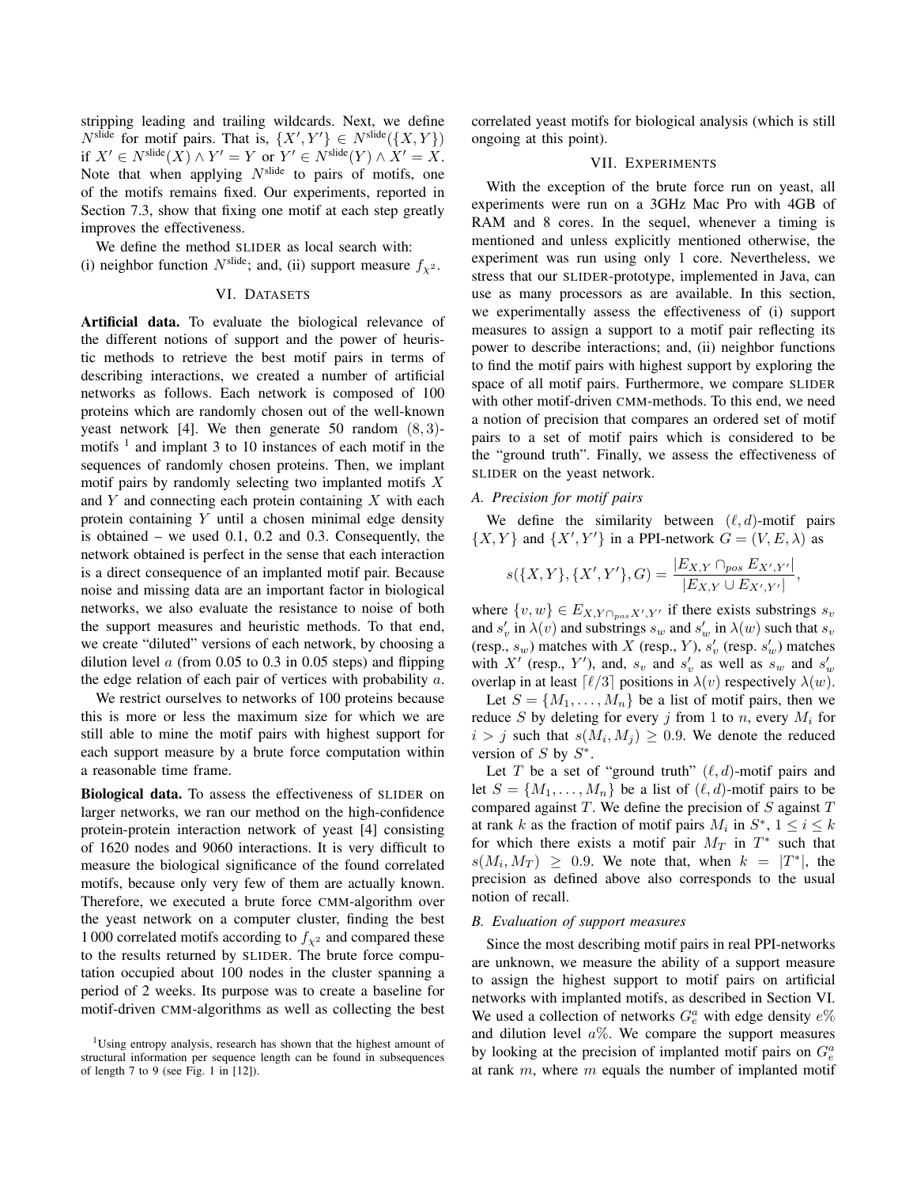stripping leading and trailing wildcards. Next, we define $N^{\text{slide}}$ for motif pairs. That is, $\{X', Y'\} \in N^{\text{slide}}(\{X, Y\})$ if $X' \in N^{\text{slide}}(X) \wedge Y' = Y$ or $Y' \in N^{\text{slide}}(Y) \wedge X' = X$. Note that when applying $N^{\text{slide}}$ to pairs of motifs, one of the motifs remains fixed. Our experiments, reported in Section 7.3, show that fixing one motif at each step greatly improves the effectiveness.

We define the method SLIDER as local search with: (i) neighbor function $N^{\text{slide}}$; and, (ii) support measure $f_{\chi^2}$.

## VI. Datasets

**Artificial data.** To evaluate the biological relevance of the different notions of support and the power of heuristic methods to retrieve the best motif pairs in terms of describing interactions, we created a number of artificial networks as follows. Each network is composed of 100 proteins which are randomly chosen out of the well-known yeast network [4]. We then generate 50 random $(8, 3)$-motifs [1] and implant 3 to 10 instances of each motif in the sequences of randomly chosen proteins. Then, we implant motif pairs by randomly selecting two implanted motifs $X$ and $Y$ and connecting each protein containing $X$ with each protein containing $Y$ until a chosen minimal edge density is obtained – we used 0.1, 0.2 and 0.3. Consequently, the network obtained is perfect in the sense that each interaction is a direct consequence of an implanted motif pair. Because noise and missing data are an important factor in biological networks, we also evaluate the resistance to noise of both the support measures and heuristic methods. To that end, we create "diluted" versions of each network, by choosing a dilution level $a$ (from 0.05 to 0.3 in 0.05 steps) and flipping the edge relation of each pair of vertices with probability $a$.

We restrict ourselves to networks of 100 proteins because this is more or less the maximum size for which we are still able to mine the motif pairs with highest support for each support measure by a brute force computation within a reasonable time frame.

**Biological data.** To assess the effectiveness of SLIDER on larger networks, we ran our method on the high-confidence protein-protein interaction network of yeast [4] consisting of 1620 nodes and 9060 interactions. It is very difficult to measure the biological significance of the found correlated motifs, because only very few of them are actually known. Therefore, we executed a brute force CMM-algorithm over the yeast network on a computer cluster, finding the best 1 000 correlated motifs according to $f_{\chi^2}$ and compared these to the results returned by SLIDER. The brute force computation occupied about 100 nodes in the cluster spanning a period of 2 weeks. Its purpose was to create a baseline for motif-driven CMM-algorithms as well as collecting the best correlated yeast motifs for biological analysis (which is still ongoing at this point).

[1] Using entropy analysis, research has shown that the highest amount of structural information per sequence length can be found in subsequences of length 7 to 9 (see Fig. 1 in [12]).

## VII. Experiments

With the exception of the brute force run on yeast, all experiments were run on a 3GHz Mac Pro with 4GB of RAM and 8 cores. In the sequel, whenever a timing is mentioned and unless explicitly mentioned otherwise, the experiment was run using only 1 core. Nevertheless, we stress that our SLIDER-prototype, implemented in Java, can use as many processors as are available. In this section, we experimentally assess the effectiveness of (i) support measures to assign a support to a motif pair reflecting its power to describe interactions; and, (ii) neighbor functions to find the motif pairs with highest support by exploring the space of all motif pairs. Furthermore, we compare SLIDER with other motif-driven CMM-methods. To this end, we need a notion of precision that compares an ordered set of motif pairs to a set of motif pairs which is considered to be the "ground truth". Finally, we assess the effectiveness of SLIDER on the yeast network.

### A. Precision for motif pairs

We define the similarity between $(\ell, d)$-motif pairs $\{X, Y\}$ and $\{X', Y'\}$ in a PPI-network $G = (V, E, \lambda)$ as

$$s(\{X, Y\}, \{X', Y'\}, G) = \frac{|E_{X,Y} \cap_{pos} E_{X',Y'}|}{|E_{X,Y} \cup E_{X',Y'}|},$$

where $\{v, w\} \in E_{X,Y \cap_{pos} X',Y'}$ if there exists substrings $s_v$ and $s'_v$ in $\lambda(v)$ and substrings $s_w$ and $s'_w$ in $\lambda(w)$ such that $s_v$ (resp., $s_w$) matches with $X$ (resp., $Y$), $s'_v$ (resp. $s'_w$) matches with $X'$ (resp., $Y'$), and, $s_v$ and $s'_v$ as well as $s_w$ and $s'_w$ overlap in at least $\lceil \ell/3 \rceil$ positions in $\lambda(v)$ respectively $\lambda(w)$.

Let $S = \{M_1, \ldots, M_n\}$ be a list of motif pairs, then we reduce $S$ by deleting for every $j$ from 1 to $n$, every $M_i$ for $i > j$ such that $s(M_i, M_j) \geq 0.9$. We denote the reduced version of $S$ by $S^*$.

Let $T$ be a set of "ground truth" $(\ell, d)$-motif pairs and let $S = \{M_1, \ldots, M_n\}$ be a list of $(\ell, d)$-motif pairs to be compared against $T$. We define the precision of $S$ against $T$ at rank $k$ as the fraction of motif pairs $M_i$ in $S^*$, $1 \leq i \leq k$ for which there exists a motif pair $M_T$ in $T^*$ such that $s(M_i, M_T) \geq 0.9$. We note that, when $k = |T^*|$, the precision as defined above also corresponds to the usual notion of recall.

### B. Evaluation of support measures

Since the most describing motif pairs in real PPI-networks are unknown, we measure the ability of a support measure to assign the highest support to motif pairs on artificial networks with implanted motifs, as described in Section VI. We used a collection of networks $G_e^a$ with edge density $e\%$ and dilution level $a\%$. We compare the support measures by looking at the precision of implanted motif pairs on $G_e^a$ at rank $m$, where $m$ equals the number of implanted motif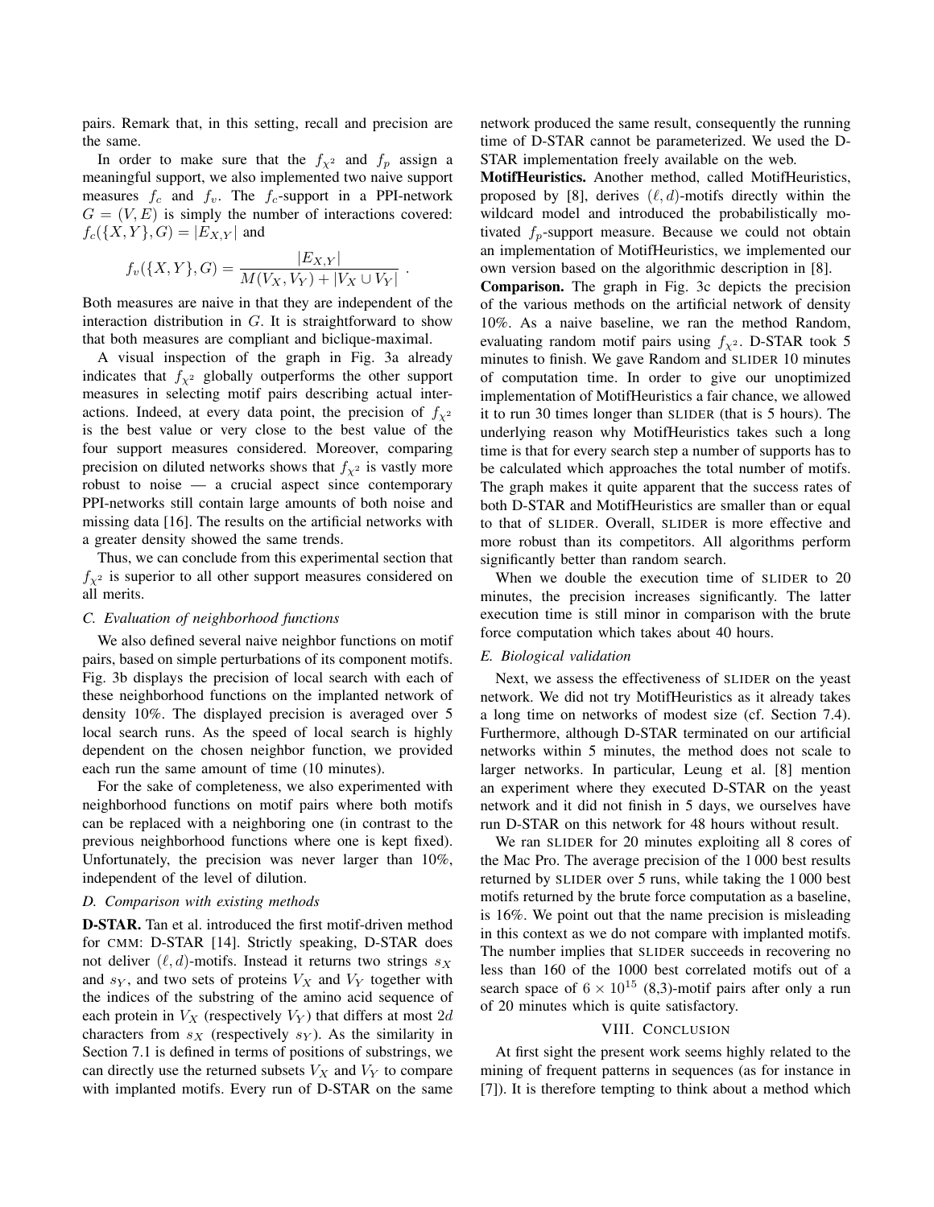pairs. Remark that, in this setting, recall and precision are the same.

In order to make sure that the $f_{\chi^2}$ and $f_p$ assign a meaningful support, we also implemented two naive support measures $f_c$ and $f_v$. The $f_c$-support in a PPI-network $G = (V, E)$ is simply the number of interactions covered: $f_c(\{X, Y\}, G) = |E_{X,Y}|$ and

$$f_v(\{X, Y\}, G) = \frac{|E_{X,Y}|}{M(V_X, V_Y) + |V_X \cup V_Y|} .$$

Both measures are naive in that they are independent of the interaction distribution in $G$. It is straightforward to show that both measures are compliant and biclique-maximal.

A visual inspection of the graph in Fig. 3a already indicates that $f_{\chi^2}$ globally outperforms the other support measures in selecting motif pairs describing actual interactions. Indeed, at every data point, the precision of $f_{\chi^2}$ is the best value or very close to the best value of the four support measures considered. Moreover, comparing precision on diluted networks shows that $f_{\chi^2}$ is vastly more robust to noise — a crucial aspect since contemporary PPI-networks still contain large amounts of both noise and missing data [16]. The results on the artificial networks with a greater density showed the same trends.

Thus, we can conclude from this experimental section that $f_{\chi^2}$ is superior to all other support measures considered on all merits.

### C. Evaluation of neighborhood functions

We also defined several naive neighbor functions on motif pairs, based on simple perturbations of its component motifs. Fig. 3b displays the precision of local search with each of these neighborhood functions on the implanted network of density 10%. The displayed precision is averaged over 5 local search runs. As the speed of local search is highly dependent on the chosen neighbor function, we provided each run the same amount of time (10 minutes).

For the sake of completeness, we also experimented with neighborhood functions on motif pairs where both motifs can be replaced with a neighboring one (in contrast to the previous neighborhood functions where one is kept fixed). Unfortunately, the precision was never larger than 10%, independent of the level of dilution.

### D. Comparison with existing methods

**D-STAR.** Tan et al. introduced the first motif-driven method for CMM: D-STAR [14]. Strictly speaking, D-STAR does not deliver $(\ell, d)$-motifs. Instead it returns two strings $s_X$ and $s_Y$, and two sets of proteins $V_X$ and $V_Y$ together with the indices of the substring of the amino acid sequence of each protein in $V_X$ (respectively $V_Y$) that differs at most $2d$ characters from $s_X$ (respectively $s_Y$). As the similarity in Section 7.1 is defined in terms of positions of substrings, we can directly use the returned subsets $V_X$ and $V_Y$ to compare with implanted motifs. Every run of D-STAR on the same network produced the same result, consequently the running time of D-STAR cannot be parameterized. We used the D-STAR implementation freely available on the web.

**MotifHeuristics.** Another method, called MotifHeuristics, proposed by [8], derives $(\ell, d)$-motifs directly within the wildcard model and introduced the probabilistically motivated $f_p$-support measure. Because we could not obtain an implementation of MotifHeuristics, we implemented our own version based on the algorithmic description in [8].

**Comparison.** The graph in Fig. 3c depicts the precision of the various methods on the artificial network of density 10%. As a naive baseline, we ran the method Random, evaluating random motif pairs using $f_{\chi^2}$. D-STAR took 5 minutes to finish. We gave Random and SLIDER 10 minutes of computation time. In order to give our unoptimized implementation of MotifHeuristics a fair chance, we allowed it to run 30 times longer than SLIDER (that is 5 hours). The underlying reason why MotifHeuristics takes such a long time is that for every search step a number of supports has to be calculated which approaches the total number of motifs. The graph makes it quite apparent that the success rates of both D-STAR and MotifHeuristics are smaller than or equal to that of SLIDER. Overall, SLIDER is more effective and more robust than its competitors. All algorithms perform significantly better than random search.

When we double the execution time of SLIDER to 20 minutes, the precision increases significantly. The latter execution time is still minor in comparison with the brute force computation which takes about 40 hours.

### E. Biological validation

Next, we assess the effectiveness of SLIDER on the yeast network. We did not try MotifHeuristics as it already takes a long time on networks of modest size (cf. Section 7.4). Furthermore, although D-STAR terminated on our artificial networks within 5 minutes, the method does not scale to larger networks. In particular, Leung et al. [8] mention an experiment where they executed D-STAR on the yeast network and it did not finish in 5 days, we ourselves have run D-STAR on this network for 48 hours without result.

We ran SLIDER for 20 minutes exploiting all 8 cores of the Mac Pro. The average precision of the 1 000 best results returned by SLIDER over 5 runs, while taking the 1 000 best motifs returned by the brute force computation as a baseline, is 16%. We point out that the name precision is misleading in this context as we do not compare with implanted motifs. The number implies that SLIDER succeeds in recovering no less than 160 of the 1000 best correlated motifs out of a search space of $6 \times 10^{15}$ (8,3)-motif pairs after only a run of 20 minutes which is quite satisfactory.

## VIII. Conclusion

At first sight the present work seems highly related to the mining of frequent patterns in sequences (as for instance in [7]). It is therefore tempting to think about a method which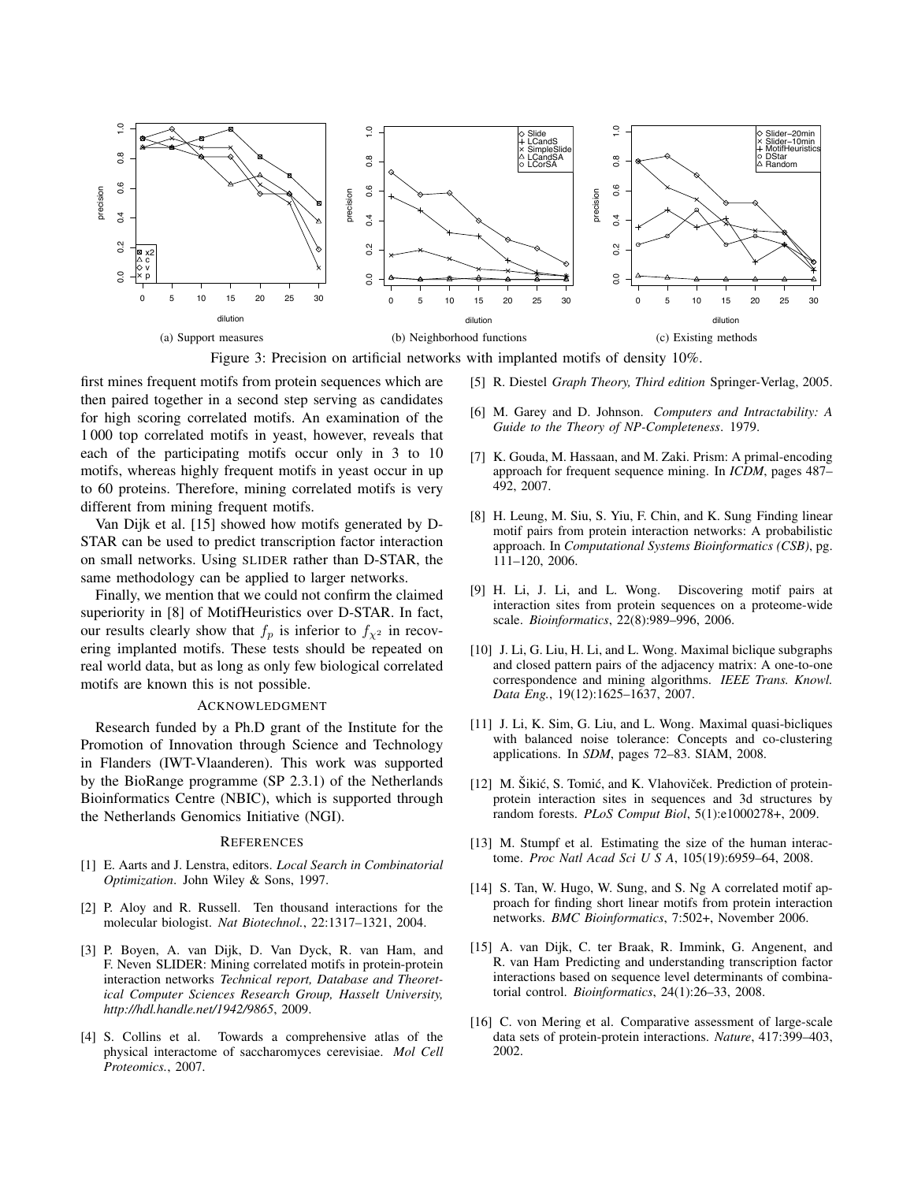precision

1.0
0.8
0.6
0.4
0.2
0.0

0 5 10 15 20 25 30

dilution

x2
c
v
p

(a) Support measures

precision

1.0
0.8
0.6
0.4
0.2
0.0

0 5 10 15 20 25 30

dilution

Slide
LCandS
SimpleSlide
LCandSA
LCorSA

(b) Neighborhood functions

precision

1.0
0.8
0.6
0.4
0.2
0.0

0 5 10 15 20 25 30

dilution

Slider–20min
Slider–10min
MotifHeuristics
DStar
Random

(c) Existing methods

Figure 3: Precision on artificial networks with implanted motifs of density 10%.

first mines frequent motifs from protein sequences which are then paired together in a second step serving as candidates for high scoring correlated motifs. An examination of the 1 000 top correlated motifs in yeast, however, reveals that each of the participating motifs occur only in 3 to 10 motifs, whereas highly frequent motifs in yeast occur in up to 60 proteins. Therefore, mining correlated motifs is very different from mining frequent motifs.

Van Dijk et al. [15] showed how motifs generated by D-STAR can be used to predict transcription factor interaction on small networks. Using SLIDER rather than D-STAR, the same methodology can be applied to larger networks.

Finally, we mention that we could not confirm the claimed superiority in [8] of MotifHeuristics over D-STAR. In fact, our results clearly show that $f_p$ is inferior to $f_{\chi^2}$ in recovering implanted motifs. These tests should be repeated on real world data, but as long as only few biological correlated motifs are known this is not possible.

## ACKNOWLEDGMENT

Research funded by a Ph.D grant of the Institute for the Promotion of Innovation through Science and Technology in Flanders (IWT-Vlaanderen). This work was supported by the BioRange programme (SP 2.3.1) of the Netherlands Bioinformatics Centre (NBIC), which is supported through the Netherlands Genomics Initiative (NGI).

## REFERENCES

[1] E. Aarts and J. Lenstra, editors. *Local Search in Combinatorial Optimization*. John Wiley & Sons, 1997.

[2] P. Aloy and R. Russell. Ten thousand interactions for the molecular biologist. *Nat Biotechnol.*, 22:1317–1321, 2004.

[3] P. Boyen, A. van Dijk, D. Van Dyck, R. van Ham, and F. Neven SLIDER: Mining correlated motifs in protein-protein interaction networks *Technical report, Database and Theoretical Computer Sciences Research Group, Hasselt University, http://hdl.handle.net/1942/9865*, 2009.

[4] S. Collins et al. Towards a comprehensive atlas of the physical interactome of saccharomyces cerevisiae. *Mol Cell Proteomics.*, 2007.

[5] R. Diestel *Graph Theory, Third edition* Springer-Verlag, 2005.

[6] M. Garey and D. Johnson. *Computers and Intractability: A Guide to the Theory of NP-Completeness*. 1979.

[7] K. Gouda, M. Hassaan, and M. Zaki. Prism: A primal-encoding approach for frequent sequence mining. In *ICDM*, pages 487–492, 2007.

[8] H. Leung, M. Siu, S. Yiu, F. Chin, and K. Sung Finding linear motif pairs from protein interaction networks: A probabilistic approach. In *Computational Systems Bioinformatics (CSB)*, pg. 111–120, 2006.

[9] H. Li, J. Li, and L. Wong. Discovering motif pairs at interaction sites from protein sequences on a proteome-wide scale. *Bioinformatics*, 22(8):989–996, 2006.

[10] J. Li, G. Liu, H. Li, and L. Wong. Maximal biclique subgraphs and closed pattern pairs of the adjacency matrix: A one-to-one correspondence and mining algorithms. *IEEE Trans. Knowl. Data Eng.*, 19(12):1625–1637, 2007.

[11] J. Li, K. Sim, G. Liu, and L. Wong. Maximal quasi-bicliques with balanced noise tolerance: Concepts and co-clustering applications. In *SDM*, pages 72–83. SIAM, 2008.

[12] M. Šikić, S. Tomić, and K. Vlahoviček. Prediction of protein-protein interaction sites in sequences and 3d structures by random forests. *PLoS Comput Biol*, 5(1):e1000278+, 2009.

[13] M. Stumpf et al. Estimating the size of the human interactome. *Proc Natl Acad Sci U S A*, 105(19):6959–64, 2008.

[14] S. Tan, W. Hugo, W. Sung, and S. Ng A correlated motif approach for finding short linear motifs from protein interaction networks. *BMC Bioinformatics*, 7:502+, November 2006.

[15] A. van Dijk, C. ter Braak, R. Immink, G. Angenent, and R. van Ham Predicting and understanding transcription factor interactions based on sequence level determinants of combinatorial control. *Bioinformatics*, 24(1):26–33, 2008.

[16] C. von Mering et al. Comparative assessment of large-scale data sets of protein-protein interactions. *Nature*, 417:399–403, 2002.